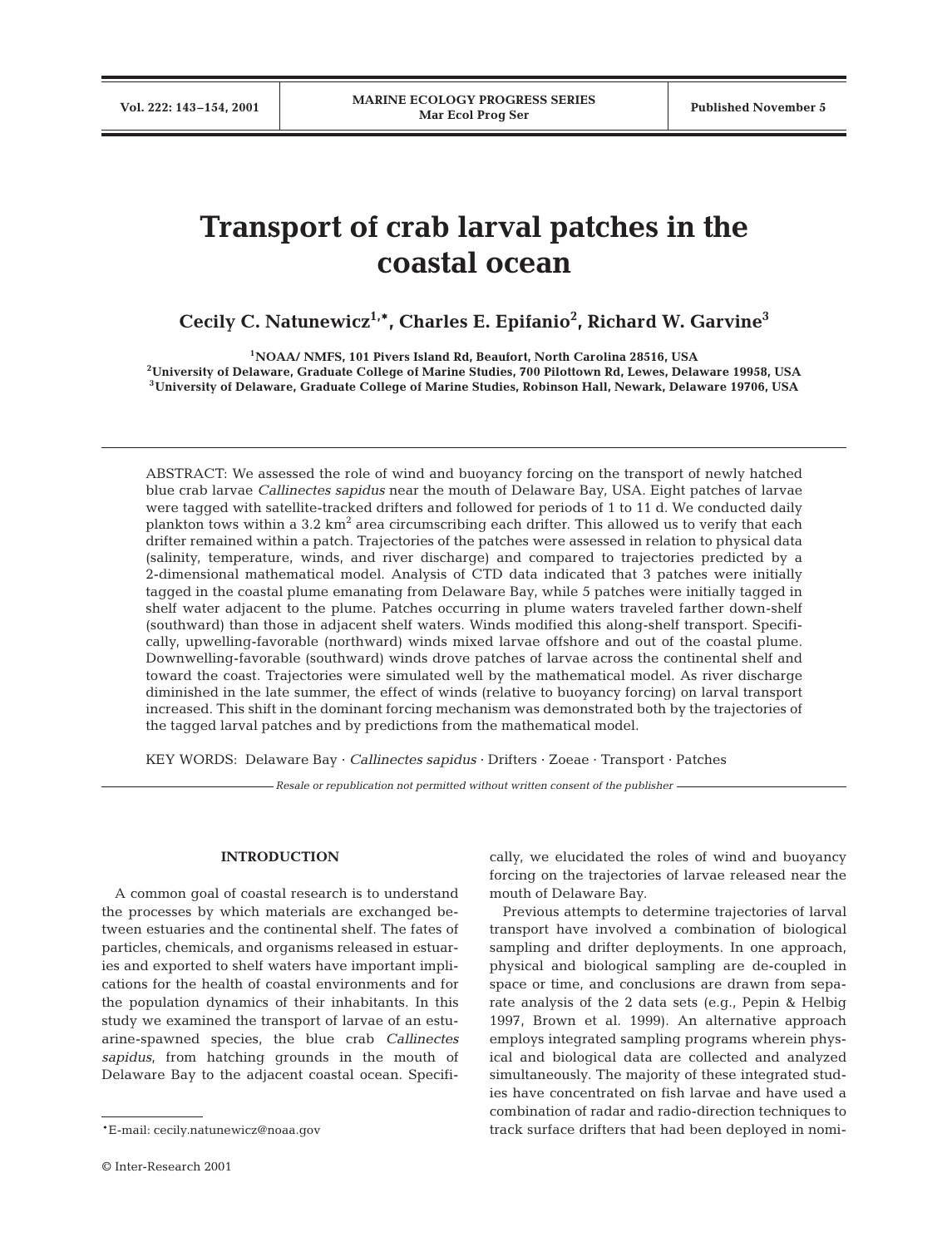# Transport of crab larval patches in the coastal ocean

**Cecily C. Natunewicz[1,*], Charles E. Epifanio[2], Richard W. Garvine[3]**

[1]NOAA/ NMFS, 101 Pivers Island Rd, Beaufort, North Carolina 28516, USA
[2]University of Delaware, Graduate College of Marine Studies, 700 Pilottown Rd, Lewes, Delaware 19958, USA
[3]University of Delaware, Graduate College of Marine Studies, Robinson Hall, Newark, Delaware 19706, USA

ABSTRACT: We assessed the role of wind and buoyancy forcing on the transport of newly hatched blue crab larvae *Callinectes sapidus* near the mouth of Delaware Bay, USA. Eight patches of larvae were tagged with satellite-tracked drifters and followed for periods of 1 to 11 d. We conducted daily plankton tows within a 3.2 km$^2$ area circumscribing each drifter. This allowed us to verify that each drifter remained within a patch. Trajectories of the patches were assessed in relation to physical data (salinity, temperature, winds, and river discharge) and compared to trajectories predicted by a 2-dimensional mathematical model. Analysis of CTD data indicated that 3 patches were initially tagged in the coastal plume emanating from Delaware Bay, while 5 patches were initially tagged in shelf water adjacent to the plume. Patches occurring in plume waters traveled farther down-shelf (southward) than those in adjacent shelf waters. Winds modified this along-shelf transport. Specifically, upwelling-favorable (northward) winds mixed larvae offshore and out of the coastal plume. Downwelling-favorable (southward) winds drove patches of larvae across the continental shelf and toward the coast. Trajectories were simulated well by the mathematical model. As river discharge diminished in the late summer, the effect of winds (relative to buoyancy forcing) on larval transport increased. This shift in the dominant forcing mechanism was demonstrated both by the trajectories of the tagged larval patches and by predictions from the mathematical model.

KEY WORDS: Delaware Bay · *Callinectes sapidus* · Drifters · Zoeae · Transport · Patches

*Resale or republication not permitted without written consent of the publisher*

## INTRODUCTION

A common goal of coastal research is to understand the processes by which materials are exchanged between estuaries and the continental shelf. The fates of particles, chemicals, and organisms released in estuaries and exported to shelf waters have important implications for the health of coastal environments and for the population dynamics of their inhabitants. In this study we examined the transport of larvae of an estuarine-spawned species, the blue crab *Callinectes sapidus*, from hatching grounds in the mouth of Delaware Bay to the adjacent coastal ocean. Specifically, we elucidated the roles of wind and buoyancy forcing on the trajectories of larvae released near the mouth of Delaware Bay.

Previous attempts to determine trajectories of larval transport have involved a combination of biological sampling and drifter deployments. In one approach, physical and biological sampling are de-coupled in space or time, and conclusions are drawn from separate analysis of the 2 data sets (e.g., Pepin & Helbig 1997, Brown et al. 1999). An alternative approach employs integrated sampling programs wherein physical and biological data are collected and analyzed simultaneously. The majority of these integrated studies have concentrated on fish larvae and have used a combination of radar and radio-direction techniques to track surface drifters that had been deployed in nomi-

*E-mail: cecily.natunewicz@noaa.gov

© Inter-Research 2001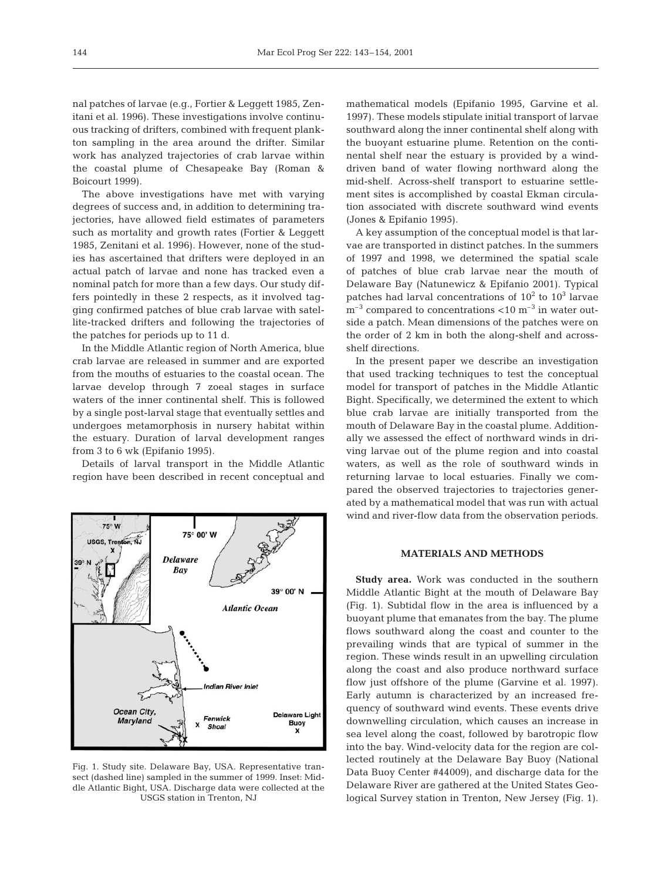nal patches of larvae (e.g., Fortier & Leggett 1985, Zenitani et al. 1996). These investigations involve continuous tracking of drifters, combined with frequent plankton sampling in the area around the drifter. Similar work has analyzed trajectories of crab larvae within the coastal plume of Chesapeake Bay (Roman & Boicourt 1999).

The above investigations have met with varying degrees of success and, in addition to determining trajectories, have allowed field estimates of parameters such as mortality and growth rates (Fortier & Leggett 1985, Zenitani et al. 1996). However, none of the studies has ascertained that drifters were deployed in an actual patch of larvae and none has tracked even a nominal patch for more than a few days. Our study differs pointedly in these 2 respects, as it involved tagging confirmed patches of blue crab larvae with satellite-tracked drifters and following the trajectories of the patches for periods up to 11 d.

In the Middle Atlantic region of North America, blue crab larvae are released in summer and are exported from the mouths of estuaries to the coastal ocean. The larvae develop through 7 zoeal stages in surface waters of the inner continental shelf. This is followed by a single post-larval stage that eventually settles and undergoes metamorphosis in nursery habitat within the estuary. Duration of larval development ranges from 3 to 6 wk (Epifanio 1995).

Details of larval transport in the Middle Atlantic region have been described in recent conceptual and mathematical models (Epifanio 1995, Garvine et al. 1997). These models stipulate initial transport of larvae southward along the inner continental shelf along with the buoyant estuarine plume. Retention on the continental shelf near the estuary is provided by a wind-driven band of water flowing northward along the mid-shelf. Across-shelf transport to estuarine settlement sites is accomplished by coastal Ekman circulation associated with discrete southward wind events (Jones & Epifanio 1995).

A key assumption of the conceptual model is that larvae are transported in distinct patches. In the summers of 1997 and 1998, we determined the spatial scale of patches of blue crab larvae near the mouth of Delaware Bay (Natunewicz & Epifanio 2001). Typical patches had larval concentrations of $10^2$ to $10^3$ larvae $m^{-3}$ compared to concentrations $<10$ $m^{-3}$ in water outside a patch. Mean dimensions of the patches were on the order of 2 km in both the along-shelf and across-shelf directions.

In the present paper we describe an investigation that used tracking techniques to test the conceptual model for transport of patches in the Middle Atlantic Bight. Specifically, we determined the extent to which blue crab larvae are initially transported from the mouth of Delaware Bay in the coastal plume. Additionally we assessed the effect of northward winds in driving larvae out of the plume region and into coastal waters, as well as the role of southward winds in returning larvae to local estuaries. Finally we compared the observed trajectories to trajectories generated by a mathematical model that was run with actual wind and river-flow data from the observation periods.

Fig. 1. Study site. Delaware Bay, USA. Representative transect (dashed line) sampled in the summer of 1999. Inset: Middle Atlantic Bight, USA. Discharge data were collected at the USGS station in Trenton, NJ

## MATERIALS AND METHODS

**Study area.** Work was conducted in the southern Middle Atlantic Bight at the mouth of Delaware Bay (Fig. 1). Subtidal flow in the area is influenced by a buoyant plume that emanates from the bay. The plume flows southward along the coast and counter to the prevailing winds that are typical of summer in the region. These winds result in an upwelling circulation along the coast and also produce northward surface flow just offshore of the plume (Garvine et al. 1997). Early autumn is characterized by an increased frequency of southward wind events. These events drive downwelling circulation, which causes an increase in sea level along the coast, followed by barotropic flow into the bay. Wind-velocity data for the region are collected routinely at the Delaware Bay Buoy (National Data Buoy Center #44009), and discharge data for the Delaware River are gathered at the United States Geological Survey station in Trenton, New Jersey (Fig. 1).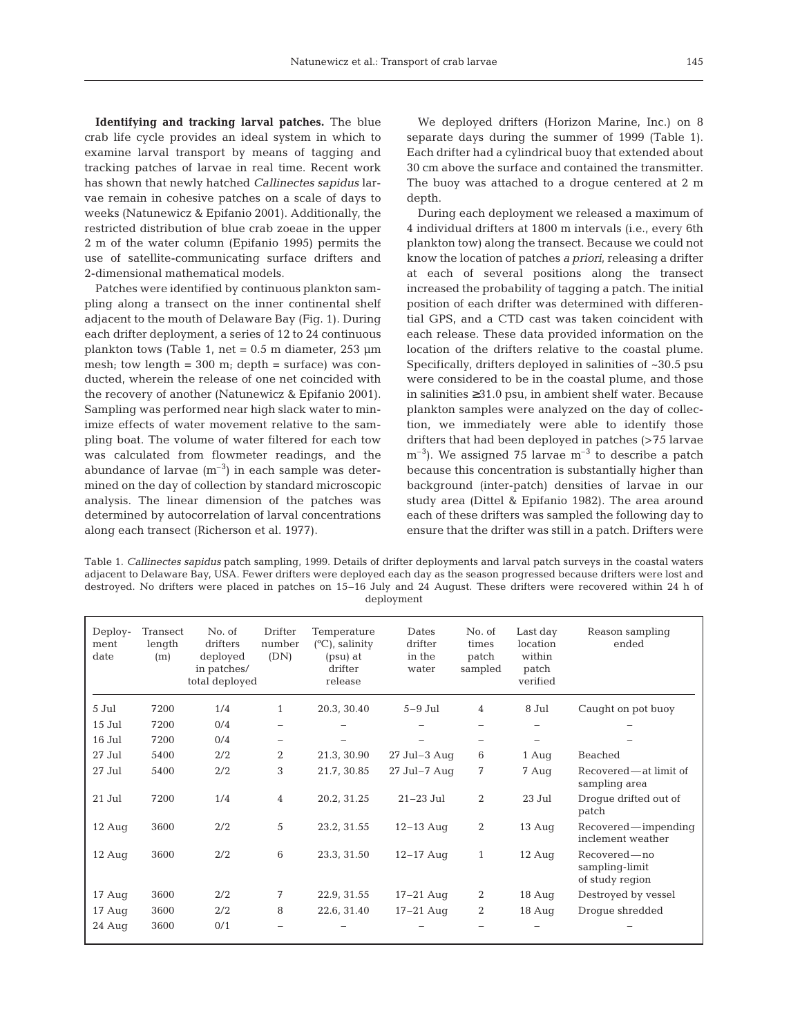**Identifying and tracking larval patches.** The blue crab life cycle provides an ideal system in which to examine larval transport by means of tagging and tracking patches of larvae in real time. Recent work has shown that newly hatched *Callinectes sapidus* larvae remain in cohesive patches on a scale of days to weeks (Natunewicz & Epifanio 2001). Additionally, the restricted distribution of blue crab zoeae in the upper 2 m of the water column (Epifanio 1995) permits the use of satellite-communicating surface drifters and 2-dimensional mathematical models.

Patches were identified by continuous plankton sampling along a transect on the inner continental shelf adjacent to the mouth of Delaware Bay (Fig. 1). During each drifter deployment, a series of 12 to 24 continuous plankton tows (Table 1, net = 0.5 m diameter, 253 µm mesh; tow length = 300 m; depth = surface) was conducted, wherein the release of one net coincided with the recovery of another (Natunewicz & Epifanio 2001). Sampling was performed near high slack water to minimize effects of water movement relative to the sampling boat. The volume of water filtered for each tow was calculated from flowmeter readings, and the abundance of larvae ($m^{-3}$) in each sample was determined on the day of collection by standard microscopic analysis. The linear dimension of the patches was determined by autocorrelation of larval concentrations along each transect (Richerson et al. 1977).

We deployed drifters (Horizon Marine, Inc.) on 8 separate days during the summer of 1999 (Table 1). Each drifter had a cylindrical buoy that extended about 30 cm above the surface and contained the transmitter. The buoy was attached to a drogue centered at 2 m depth.

During each deployment we released a maximum of 4 individual drifters at 1800 m intervals (i.e., every 6th plankton tow) along the transect. Because we could not know the location of patches *a priori*, releasing a drifter at each of several positions along the transect increased the probability of tagging a patch. The initial position of each drifter was determined with differential GPS, and a CTD cast was taken coincident with each release. These data provided information on the location of the drifters relative to the coastal plume. Specifically, drifters deployed in salinities of ~30.5 psu were considered to be in the coastal plume, and those in salinities ≥31.0 psu, in ambient shelf water. Because plankton samples were analyzed on the day of collection, we immediately were able to identify those drifters that had been deployed in patches (>75 larvae $m^{-3}$). We assigned 75 larvae $m^{-3}$ to describe a patch because this concentration is substantially higher than background (inter-patch) densities of larvae in our study area (Dittel & Epifanio 1982). The area around each of these drifters was sampled the following day to ensure that the drifter was still in a patch. Drifters were

Table 1. *Callinectes sapidus* patch sampling, 1999. Details of drifter deployments and larval patch surveys in the coastal waters adjacent to Delaware Bay, USA. Fewer drifters were deployed each day as the season progressed because drifters were lost and destroyed. No drifters were placed in patches on 15–16 July and 24 August. These drifters were recovered within 24 h of deployment

| Deployment date | Transect length (m) | No. of drifters deployed in patches/ total deployed | Drifter number (DN) | Temperature (°C), salinity (psu) at drifter release | Dates drifter in the water | No. of times patch sampled | Last day location within patch verified | Reason sampling ended |
|---|---|---|---|---|---|---|---|---|
| 5 Jul | 7200 | 1/4 | 1 | 20.3, 30.40 | 5–9 Jul | 4 | 8 Jul | Caught on pot buoy |
| 15 Jul | 7200 | 0/4 | – | – | – | – | – | – |
| 16 Jul | 7200 | 0/4 | – | – | – | – | – | – |
| 27 Jul | 5400 | 2/2 | 2 | 21.3, 30.90 | 27 Jul–3 Aug | 6 | 1 Aug | Beached |
| 27 Jul | 5400 | 2/2 | 3 | 21.7, 30.85 | 27 Jul–7 Aug | 7 | 7 Aug | Recovered—at limit of sampling area |
| 21 Jul | 7200 | 1/4 | 4 | 20.2, 31.25 | 21–23 Jul | 2 | 23 Jul | Drogue drifted out of patch |
| 12 Aug | 3600 | 2/2 | 5 | 23.2, 31.55 | 12–13 Aug | 2 | 13 Aug | Recovered—impending inclement weather |
| 12 Aug | 3600 | 2/2 | 6 | 23.3, 31.50 | 12–17 Aug | 1 | 12 Aug | Recovered—no sampling-limit of study region |
| 17 Aug | 3600 | 2/2 | 7 | 22.9, 31.55 | 17–21 Aug | 2 | 18 Aug | Destroyed by vessel |
| 17 Aug | 3600 | 2/2 | 8 | 22.6, 31.40 | 17–21 Aug | 2 | 18 Aug | Drogue shredded |
| 24 Aug | 3600 | 0/1 | – | – | – | – | – | – |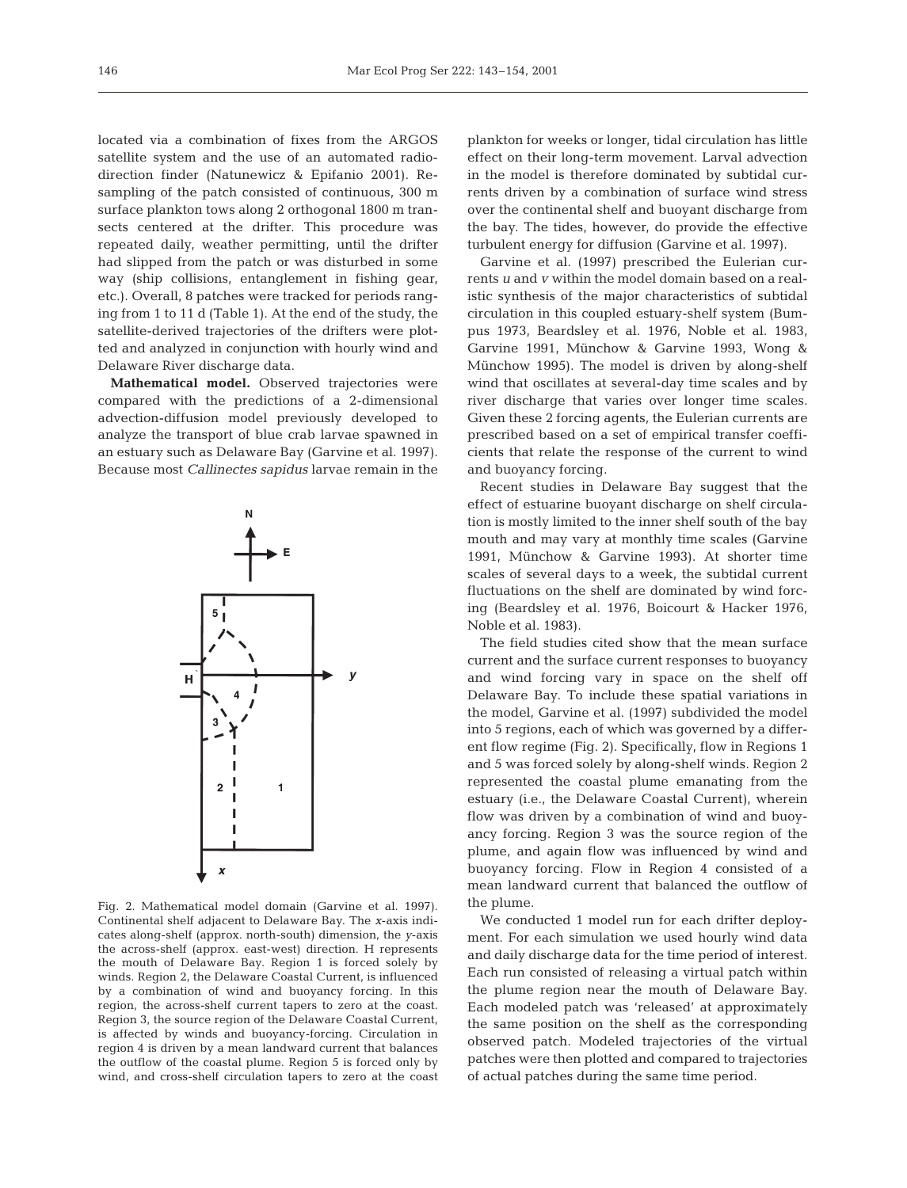located via a combination of fixes from the ARGOS satellite system and the use of an automated radio-direction finder (Natunewicz & Epifanio 2001). Resampling of the patch consisted of continuous, 300 m surface plankton tows along 2 orthogonal 1800 m transects centered at the drifter. This procedure was repeated daily, weather permitting, until the drifter had slipped from the patch or was disturbed in some way (ship collisions, entanglement in fishing gear, etc.). Overall, 8 patches were tracked for periods ranging from 1 to 11 d (Table 1). At the end of the study, the satellite-derived trajectories of the drifters were plotted and analyzed in conjunction with hourly wind and Delaware River discharge data.

**Mathematical model.** Observed trajectories were compared with the predictions of a 2-dimensional advection-diffusion model previously developed to analyze the transport of blue crab larvae spawned in an estuary such as Delaware Bay (Garvine et al. 1997). Because most *Callinectes sapidus* larvae remain in the plankton for weeks or longer, tidal circulation has little effect on their long-term movement. Larval advection in the model is therefore dominated by subtidal currents driven by a combination of surface wind stress over the continental shelf and buoyant discharge from the bay. The tides, however, do provide the effective turbulent energy for diffusion (Garvine et al. 1997).

Fig. 2. Mathematical model domain (Garvine et al. 1997). Continental shelf adjacent to Delaware Bay. The *x*-axis indicates along-shelf (approx. north-south) dimension, the *y*-axis the across-shelf (approx. east-west) direction. H represents the mouth of Delaware Bay. Region 1 is forced solely by winds. Region 2, the Delaware Coastal Current, is influenced by a combination of wind and buoyancy forcing. In this region, the across-shelf current tapers to zero at the coast. Region 3, the source region of the Delaware Coastal Current, is affected by winds and buoyancy-forcing. Circulation in region 4 is driven by a mean landward current that balances the outflow of the coastal plume. Region 5 is forced only by wind, and cross-shelf circulation tapers to zero at the coast

Garvine et al. (1997) prescribed the Eulerian currents $u$ and $v$ within the model domain based on a realistic synthesis of the major characteristics of subtidal circulation in this coupled estuary-shelf system (Bumpus 1973, Beardsley et al. 1976, Noble et al. 1983, Garvine 1991, Münchow & Garvine 1993, Wong & Münchow 1995). The model is driven by along-shelf wind that oscillates at several-day time scales and by river discharge that varies over longer time scales. Given these 2 forcing agents, the Eulerian currents are prescribed based on a set of empirical transfer coefficients that relate the response of the current to wind and buoyancy forcing.

Recent studies in Delaware Bay suggest that the effect of estuarine buoyant discharge on shelf circulation is mostly limited to the inner shelf south of the bay mouth and may vary at monthly time scales (Garvine 1991, Münchow & Garvine 1993). At shorter time scales of several days to a week, the subtidal current fluctuations on the shelf are dominated by wind forcing (Beardsley et al. 1976, Boicourt & Hacker 1976, Noble et al. 1983).

The field studies cited show that the mean surface current and the surface current responses to buoyancy and wind forcing vary in space on the shelf off Delaware Bay. To include these spatial variations in the model, Garvine et al. (1997) subdivided the model into 5 regions, each of which was governed by a different flow regime (Fig. 2). Specifically, flow in Regions 1 and 5 was forced solely by along-shelf winds. Region 2 represented the coastal plume emanating from the estuary (i.e., the Delaware Coastal Current), wherein flow was driven by a combination of wind and buoyancy forcing. Region 3 was the source region of the plume, and again flow was influenced by wind and buoyancy forcing. Flow in Region 4 consisted of a mean landward current that balanced the outflow of the plume.

We conducted 1 model run for each drifter deployment. For each simulation we used hourly wind data and daily discharge data for the time period of interest. Each run consisted of releasing a virtual patch within the plume region near the mouth of Delaware Bay. Each modeled patch was 'released' at approximately the same position on the shelf as the corresponding observed patch. Modeled trajectories of the virtual patches were then plotted and compared to trajectories of actual patches during the same time period.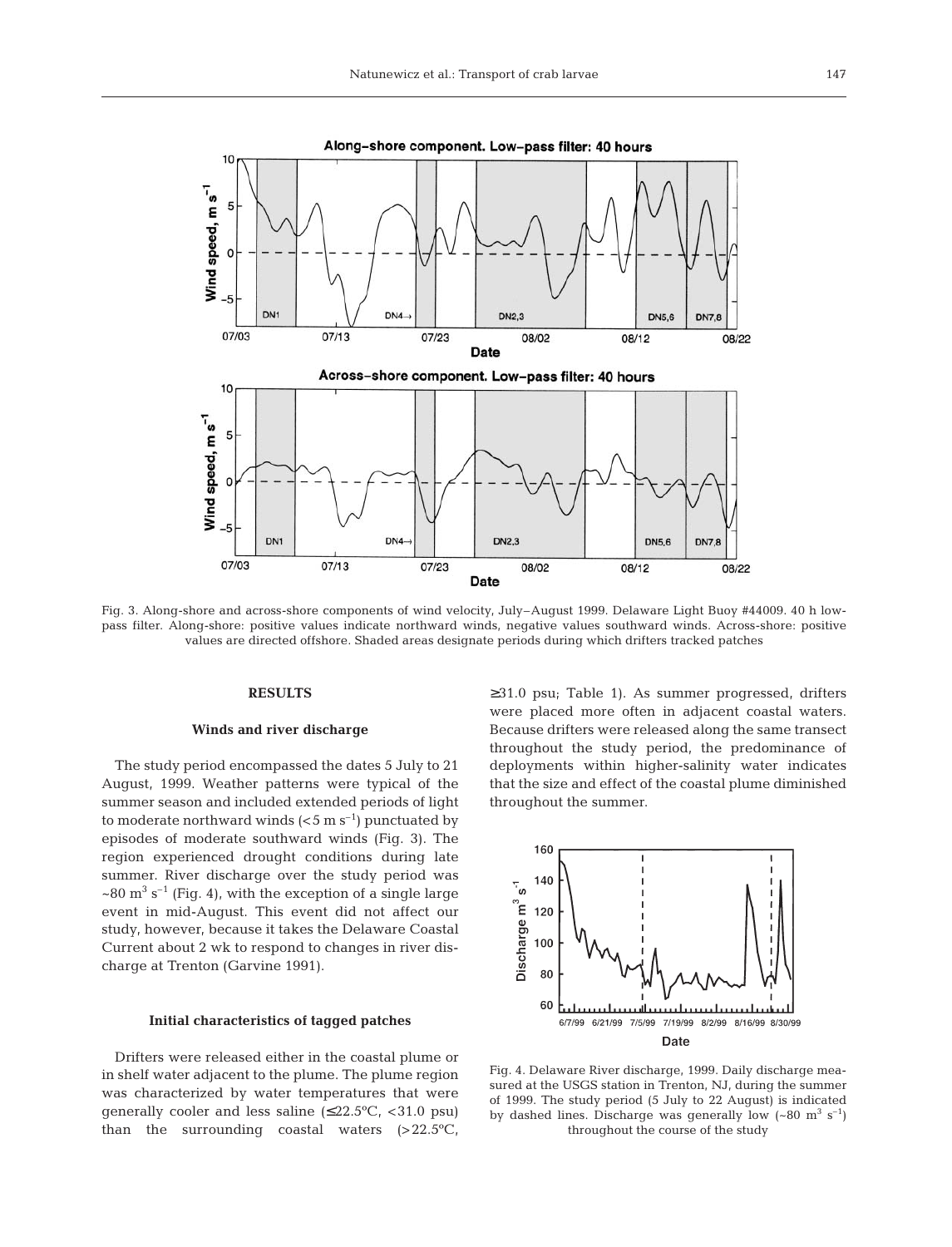Fig. 3. Along-shore and across-shore components of wind velocity, July–August 1999. Delaware Light Buoy #44009. 40 h low-pass filter. Along-shore: positive values indicate northward winds, negative values southward winds. Across-shore: positive values are directed offshore. Shaded areas designate periods during which drifters tracked patches

## RESULTS

### Winds and river discharge

The study period encompassed the dates 5 July to 21 August, 1999. Weather patterns were typical of the summer season and included extended periods of light to moderate northward winds ($<5$ m $s^{-1}$) punctuated by episodes of moderate southward winds (Fig. 3). The region experienced drought conditions during late summer. River discharge over the study period was ~80 $m^3$ $s^{-1}$ (Fig. 4), with the exception of a single large event in mid-August. This event did not affect our study, however, because it takes the Delaware Coastal Current about 2 wk to respond to changes in river discharge at Trenton (Garvine 1991).

### Initial characteristics of tagged patches

Drifters were released either in the coastal plume or in shelf water adjacent to the plume. The plume region was characterized by water temperatures that were generally cooler and less saline ($\leq$22.5°C, $<$31.0 psu) than the surrounding coastal waters ($>$22.5°C, $\geq$31.0 psu; Table 1). As summer progressed, drifters were placed more often in adjacent coastal waters. Because drifters were released along the same transect throughout the study period, the predominance of deployments within higher-salinity water indicates that the size and effect of the coastal plume diminished throughout the summer.

Fig. 4. Delaware River discharge, 1999. Daily discharge measured at the USGS station in Trenton, NJ, during the summer of 1999. The study period (5 July to 22 August) is indicated by dashed lines. Discharge was generally low (~80 $m^3$ $s^{-1}$) throughout the course of the study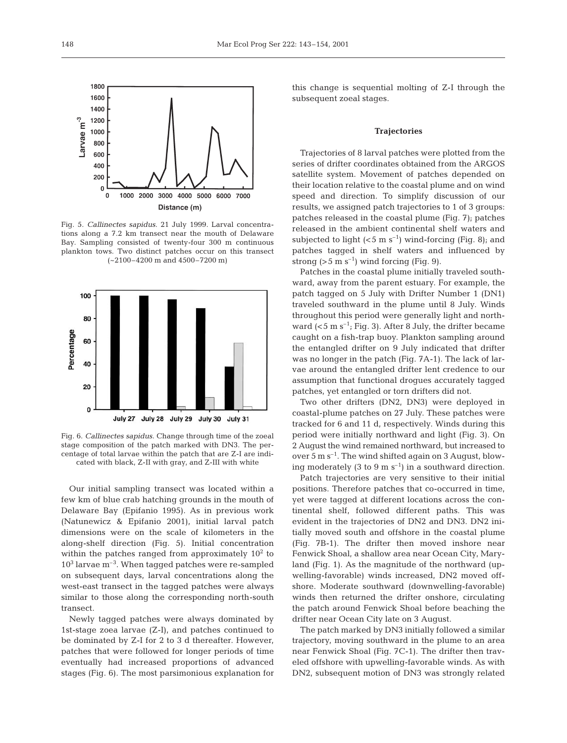Fig. 5. *Callinectes sapidus*. 21 July 1999. Larval concentrations along a 7.2 km transect near the mouth of Delaware Bay. Sampling consisted of twenty-four 300 m continuous plankton tows. Two distinct patches occur on this transect (~2100–4200 m and 4500–7200 m)

Fig. 6. *Callinectes sapidus*. Change through time of the zoeal stage composition of the patch marked with DN3. The percentage of total larvae within the patch that are Z-I are indicated with black, Z-II with gray, and Z-III with white

Our initial sampling transect was located within a few km of blue crab hatching grounds in the mouth of Delaware Bay (Epifanio 1995). As in previous work (Natunewicz & Epifanio 2001), initial larval patch dimensions were on the scale of kilometers in the along-shelf direction (Fig. 5). Initial concentration within the patches ranged from approximately $10^2$ to $10^3$ larvae $m^{-3}$. When tagged patches were re-sampled on subsequent days, larval concentrations along the west-east transect in the tagged patches were always similar to those along the corresponding north-south transect.

Newly tagged patches were always dominated by 1st-stage zoea larvae (Z-I), and patches continued to be dominated by Z-I for 2 to 3 d thereafter. However, patches that were followed for longer periods of time eventually had increased proportions of advanced stages (Fig. 6). The most parsimonious explanation for this change is sequential molting of Z-I through the subsequent zoeal stages.

### Trajectories

Trajectories of 8 larval patches were plotted from the series of drifter coordinates obtained from the ARGOS satellite system. Movement of patches depended on their location relative to the coastal plume and on wind speed and direction. To simplify discussion of our results, we assigned patch trajectories to 1 of 3 groups: patches released in the coastal plume (Fig. 7); patches released in the ambient continental shelf waters and subjected to light ($<5$ m $s^{-1}$) wind-forcing (Fig. 8); and patches tagged in shelf waters and influenced by strong ($>5$ m $s^{-1}$) wind forcing (Fig. 9).

Patches in the coastal plume initially traveled southward, away from the parent estuary. For example, the patch tagged on 5 July with Drifter Number 1 (DN1) traveled southward in the plume until 8 July. Winds throughout this period were generally light and northward ($<5$ m $s^{-1}$; Fig. 3). After 8 July, the drifter became caught on a fish-trap buoy. Plankton sampling around the entangled drifter on 9 July indicated that drifter was no longer in the patch (Fig. 7A-1). The lack of larvae around the entangled drifter lent credence to our assumption that functional drogues accurately tagged patches, yet entangled or torn drifters did not.

Two other drifters (DN2, DN3) were deployed in coastal-plume patches on 27 July. These patches were tracked for 6 and 11 d, respectively. Winds during this period were initially northward and light (Fig. 3). On 2 August the wind remained northward, but increased to over 5 m $s^{-1}$. The wind shifted again on 3 August, blowing moderately (3 to 9 m $s^{-1}$) in a southward direction.

Patch trajectories are very sensitive to their initial positions. Therefore patches that co-occurred in time, yet were tagged at different locations across the continental shelf, followed different paths. This was evident in the trajectories of DN2 and DN3. DN2 initially moved south and offshore in the coastal plume (Fig. 7B-1). The drifter then moved inshore near Fenwick Shoal, a shallow area near Ocean City, Maryland (Fig. 1). As the magnitude of the northward (upwelling-favorable) winds increased, DN2 moved offshore. Moderate southward (downwelling-favorable) winds then returned the drifter onshore, circulating the patch around Fenwick Shoal before beaching the drifter near Ocean City late on 3 August.

The patch marked by DN3 initially followed a similar trajectory, moving southward in the plume to an area near Fenwick Shoal (Fig. 7C-1). The drifter then traveled offshore with upwelling-favorable winds. As with DN2, subsequent motion of DN3 was strongly related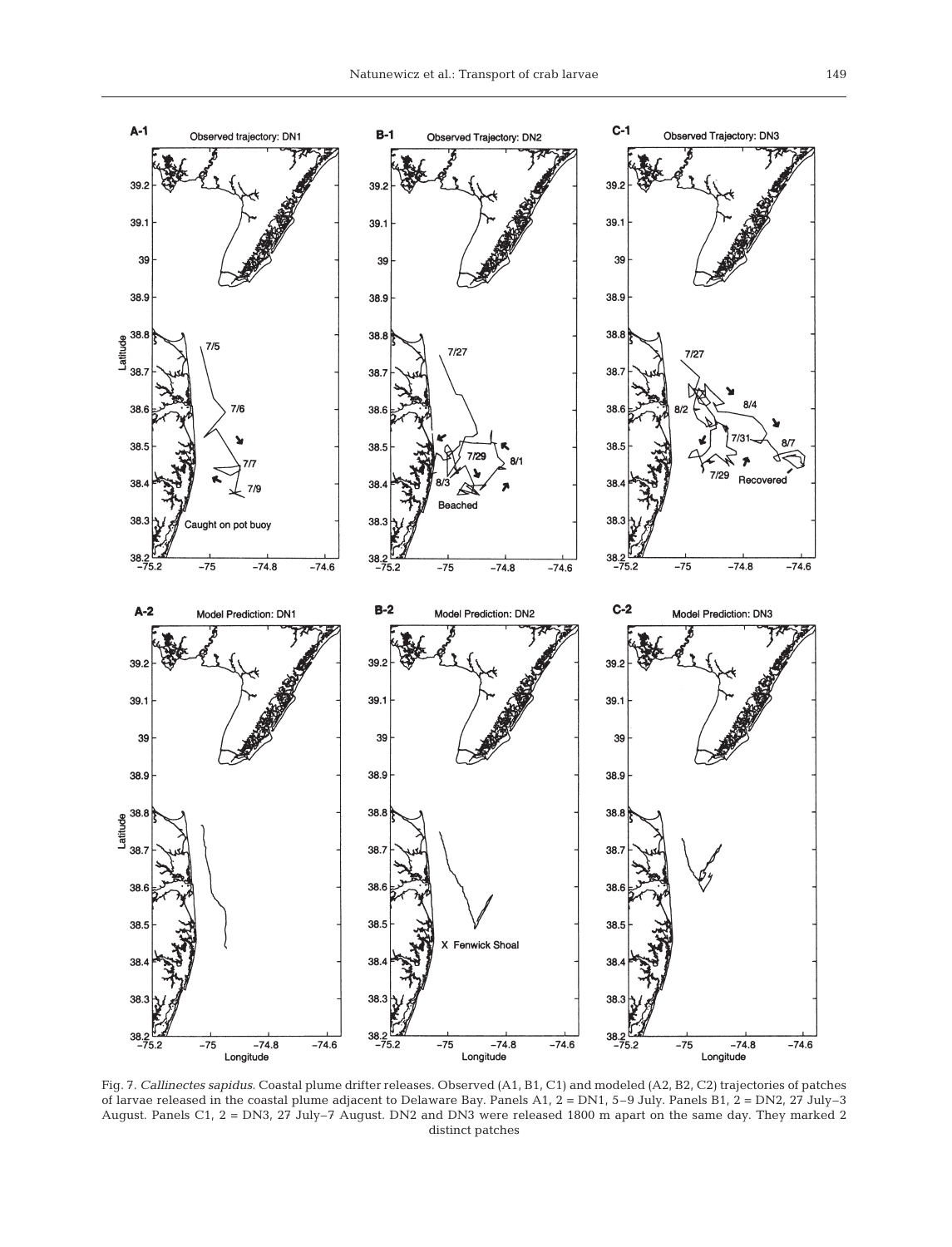Fig. 7. *Callinectes sapidus*. Coastal plume drifter releases. Observed (A1, B1, C1) and modeled (A2, B2, C2) trajectories of patches of larvae released in the coastal plume adjacent to Delaware Bay. Panels A1, 2 = DN1, 5–9 July. Panels B1, 2 = DN2, 27 July–3 August. Panels C1, 2 = DN3, 27 July–7 August. DN2 and DN3 were released 1800 m apart on the same day. They marked 2 distinct patches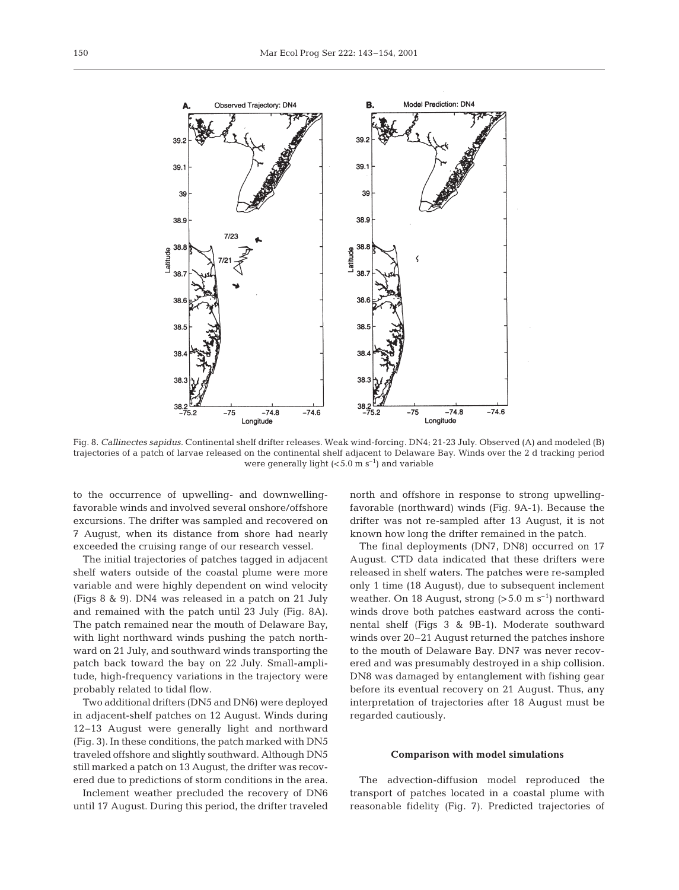Fig. 8. *Callinectes sapidus.* Continental shelf drifter releases. Weak wind-forcing. DN4; 21-23 July. Observed (A) and modeled (B) trajectories of a patch of larvae released on the continental shelf adjacent to Delaware Bay. Winds over the 2 d tracking period were generally light ($<5.0$ m s$^{-1}$) and variable

to the occurrence of upwelling- and downwelling-favorable winds and involved several onshore/offshore excursions. The drifter was sampled and recovered on 7 August, when its distance from shore had nearly exceeded the cruising range of our research vessel.

The initial trajectories of patches tagged in adjacent shelf waters outside of the coastal plume were more variable and were highly dependent on wind velocity (Figs 8 & 9). DN4 was released in a patch on 21 July and remained with the patch until 23 July (Fig. 8A). The patch remained near the mouth of Delaware Bay, with light northward winds pushing the patch northward on 21 July, and southward winds transporting the patch back toward the bay on 22 July. Small-amplitude, high-frequency variations in the trajectory were probably related to tidal flow.

Two additional drifters (DN5 and DN6) were deployed in adjacent-shelf patches on 12 August. Winds during 12–13 August were generally light and northward (Fig. 3). In these conditions, the patch marked with DN5 traveled offshore and slightly southward. Although DN5 still marked a patch on 13 August, the drifter was recovered due to predictions of storm conditions in the area.

Inclement weather precluded the recovery of DN6 until 17 August. During this period, the drifter traveled north and offshore in response to strong upwelling-favorable (northward) winds (Fig. 9A-1). Because the drifter was not re-sampled after 13 August, it is not known how long the drifter remained in the patch.

The final deployments (DN7, DN8) occurred on 17 August. CTD data indicated that these drifters were released in shelf waters. The patches were re-sampled only 1 time (18 August), due to subsequent inclement weather. On 18 August, strong ($>5.0$ m s$^{-1}$) northward winds drove both patches eastward across the continental shelf (Figs 3 & 9B-1). Moderate southward winds over 20–21 August returned the patches inshore to the mouth of Delaware Bay. DN7 was never recovered and was presumably destroyed in a ship collision. DN8 was damaged by entanglement with fishing gear before its eventual recovery on 21 August. Thus, any interpretation of trajectories after 18 August must be regarded cautiously.

### Comparison with model simulations

The advection-diffusion model reproduced the transport of patches located in a coastal plume with reasonable fidelity (Fig. 7). Predicted trajectories of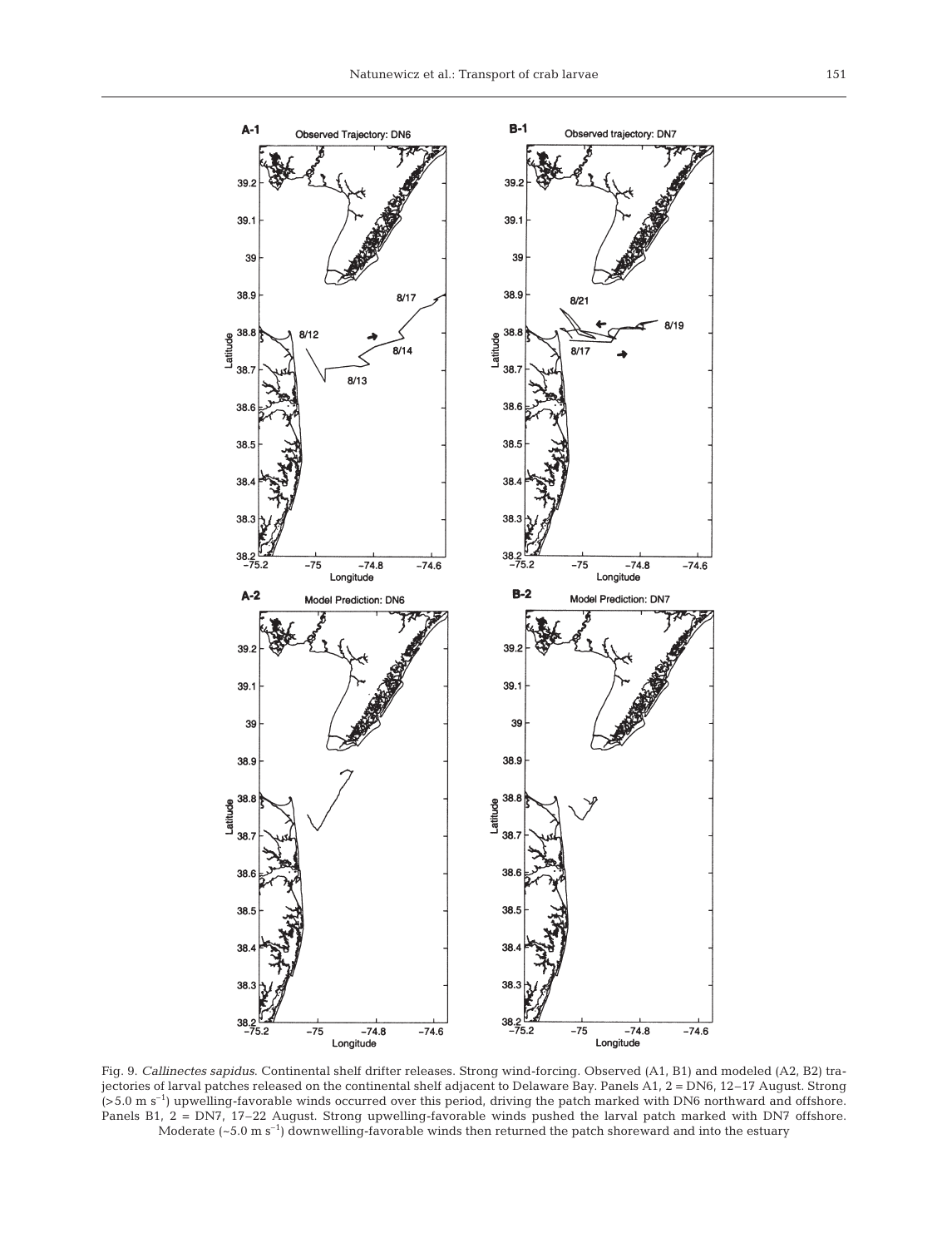Fig. 9. *Callinectes sapidus*. Continental shelf drifter releases. Strong wind-forcing. Observed (A1, B1) and modeled (A2, B2) trajectories of larval patches released on the continental shelf adjacent to Delaware Bay. Panels A1, 2 = DN6, 12–17 August. Strong (>5.0 m $s^{-1}$) upwelling-favorable winds occurred over this period, driving the patch marked with DN6 northward and offshore. Panels B1, 2 = DN7, 17–22 August. Strong upwelling-favorable winds pushed the larval patch marked with DN7 offshore. Moderate (~5.0 m $s^{-1}$) downwelling-favorable winds then returned the patch shoreward and into the estuary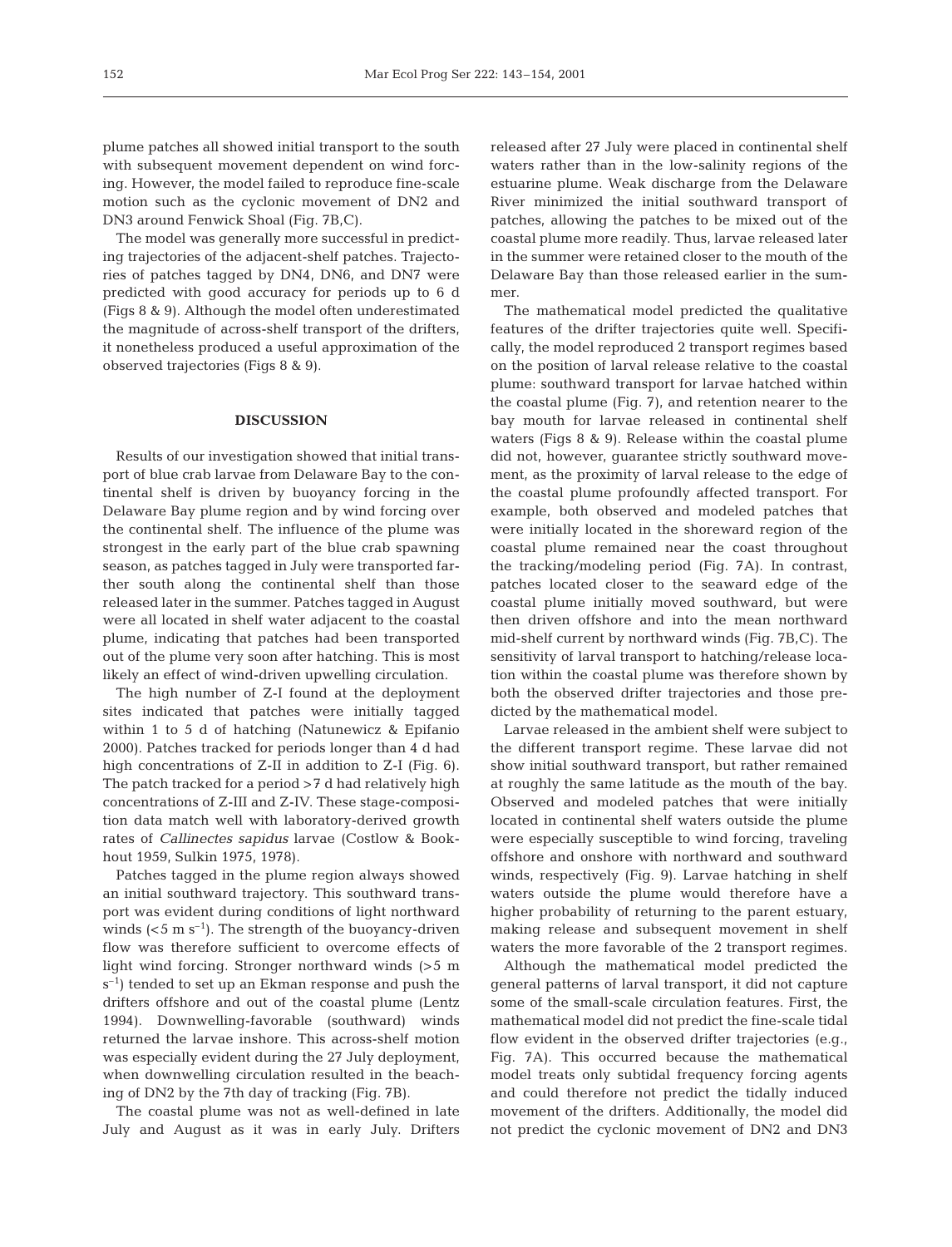plume patches all showed initial transport to the south with subsequent movement dependent on wind forcing. However, the model failed to reproduce fine-scale motion such as the cyclonic movement of DN2 and DN3 around Fenwick Shoal (Fig. 7B,C).

The model was generally more successful in predicting trajectories of the adjacent-shelf patches. Trajectories of patches tagged by DN4, DN6, and DN7 were predicted with good accuracy for periods up to 6 d (Figs 8 & 9). Although the model often underestimated the magnitude of across-shelf transport of the drifters, it nonetheless produced a useful approximation of the observed trajectories (Figs 8 & 9).

## DISCUSSION

Results of our investigation showed that initial transport of blue crab larvae from Delaware Bay to the continental shelf is driven by buoyancy forcing in the Delaware Bay plume region and by wind forcing over the continental shelf. The influence of the plume was strongest in the early part of the blue crab spawning season, as patches tagged in July were transported farther south along the continental shelf than those released later in the summer. Patches tagged in August were all located in shelf water adjacent to the coastal plume, indicating that patches had been transported out of the plume very soon after hatching. This is most likely an effect of wind-driven upwelling circulation.

The high number of Z-I found at the deployment sites indicated that patches were initially tagged within 1 to 5 d of hatching (Natunewicz & Epifanio 2000). Patches tracked for periods longer than 4 d had high concentrations of Z-II in addition to Z-I (Fig. 6). The patch tracked for a period >7 d had relatively high concentrations of Z-III and Z-IV. These stage-composition data match well with laboratory-derived growth rates of *Callinectes sapidus* larvae (Costlow & Bookhout 1959, Sulkin 1975, 1978).

Patches tagged in the plume region always showed an initial southward trajectory. This southward transport was evident during conditions of light northward winds ($<5$ m s$^{-1}$). The strength of the buoyancy-driven flow was therefore sufficient to overcome effects of light wind forcing. Stronger northward winds ($>5$ m s$^{-1}$) tended to set up an Ekman response and push the drifters offshore and out of the coastal plume (Lentz 1994). Downwelling-favorable (southward) winds returned the larvae inshore. This across-shelf motion was especially evident during the 27 July deployment, when downwelling circulation resulted in the beaching of DN2 by the 7th day of tracking (Fig. 7B).

The coastal plume was not as well-defined in late July and August as it was in early July. Drifters released after 27 July were placed in continental shelf waters rather than in the low-salinity regions of the estuarine plume. Weak discharge from the Delaware River minimized the initial southward transport of patches, allowing the patches to be mixed out of the coastal plume more readily. Thus, larvae released later in the summer were retained closer to the mouth of the Delaware Bay than those released earlier in the summer.

The mathematical model predicted the qualitative features of the drifter trajectories quite well. Specifically, the model reproduced 2 transport regimes based on the position of larval release relative to the coastal plume: southward transport for larvae hatched within the coastal plume (Fig. 7), and retention nearer to the bay mouth for larvae released in continental shelf waters (Figs 8 & 9). Release within the coastal plume did not, however, guarantee strictly southward movement, as the proximity of larval release to the edge of the coastal plume profoundly affected transport. For example, both observed and modeled patches that were initially located in the shoreward region of the coastal plume remained near the coast throughout the tracking/modeling period (Fig. 7A). In contrast, patches located closer to the seaward edge of the coastal plume initially moved southward, but were then driven offshore and into the mean northward mid-shelf current by northward winds (Fig. 7B,C). The sensitivity of larval transport to hatching/release location within the coastal plume was therefore shown by both the observed drifter trajectories and those predicted by the mathematical model.

Larvae released in the ambient shelf were subject to the different transport regime. These larvae did not show initial southward transport, but rather remained at roughly the same latitude as the mouth of the bay. Observed and modeled patches that were initially located in continental shelf waters outside the plume were especially susceptible to wind forcing, traveling offshore and onshore with northward and southward winds, respectively (Fig. 9). Larvae hatching in shelf waters outside the plume would therefore have a higher probability of returning to the parent estuary, making release and subsequent movement in shelf waters the more favorable of the 2 transport regimes.

Although the mathematical model predicted the general patterns of larval transport, it did not capture some of the small-scale circulation features. First, the mathematical model did not predict the fine-scale tidal flow evident in the observed drifter trajectories (e.g., Fig. 7A). This occurred because the mathematical model treats only subtidal frequency forcing agents and could therefore not predict the tidally induced movement of the drifters. Additionally, the model did not predict the cyclonic movement of DN2 and DN3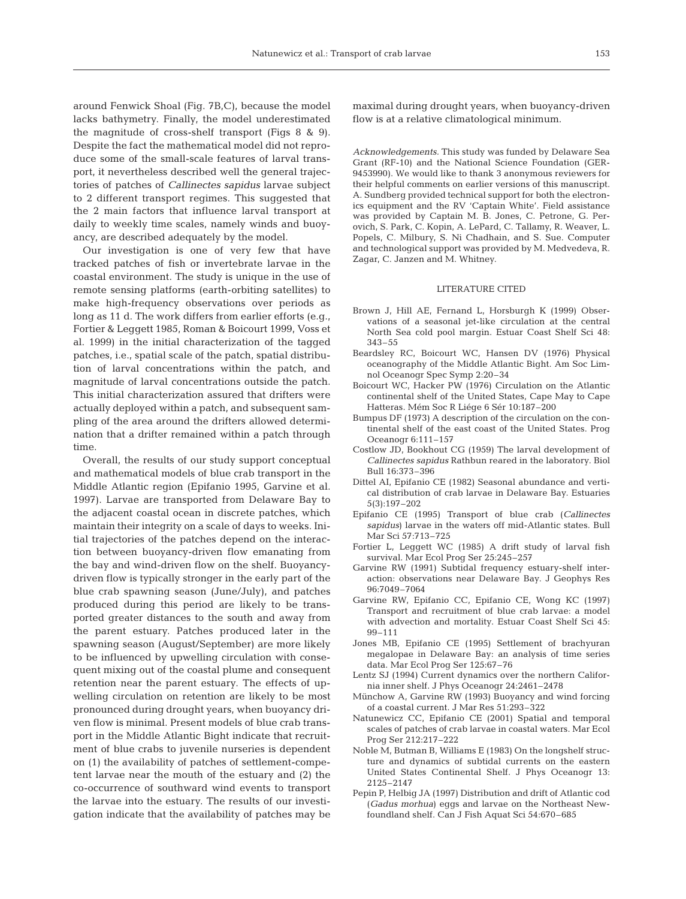around Fenwick Shoal (Fig. 7B,C), because the model lacks bathymetry. Finally, the model underestimated the magnitude of cross-shelf transport (Figs 8 & 9). Despite the fact the mathematical model did not reproduce some of the small-scale features of larval transport, it nevertheless described well the general trajectories of patches of *Callinectes sapidus* larvae subject to 2 different transport regimes. This suggested that the 2 main factors that influence larval transport at daily to weekly time scales, namely winds and buoyancy, are described adequately by the model.

Our investigation is one of very few that have tracked patches of fish or invertebrate larvae in the coastal environment. The study is unique in the use of remote sensing platforms (earth-orbiting satellites) to make high-frequency observations over periods as long as 11 d. The work differs from earlier efforts (e.g., Fortier & Leggett 1985, Roman & Boicourt 1999, Voss et al. 1999) in the initial characterization of the tagged patches, i.e., spatial scale of the patch, spatial distribution of larval concentrations within the patch, and magnitude of larval concentrations outside the patch. This initial characterization assured that drifters were actually deployed within a patch, and subsequent sampling of the area around the drifters allowed determination that a drifter remained within a patch through time.

Overall, the results of our study support conceptual and mathematical models of blue crab transport in the Middle Atlantic region (Epifanio 1995, Garvine et al. 1997). Larvae are transported from Delaware Bay to the adjacent coastal ocean in discrete patches, which maintain their integrity on a scale of days to weeks. Initial trajectories of the patches depend on the interaction between buoyancy-driven flow emanating from the bay and wind-driven flow on the shelf. Buoyancy-driven flow is typically stronger in the early part of the blue crab spawning season (June/July), and patches produced during this period are likely to be transported greater distances to the south and away from the parent estuary. Patches produced later in the spawning season (August/September) are more likely to be influenced by upwelling circulation with consequent mixing out of the coastal plume and consequent retention near the parent estuary. The effects of upwelling circulation on retention are likely to be most pronounced during drought years, when buoyancy driven flow is minimal. Present models of blue crab transport in the Middle Atlantic Bight indicate that recruitment of blue crabs to juvenile nurseries is dependent on (1) the availability of patches of settlement-competent larvae near the mouth of the estuary and (2) the co-occurrence of southward wind events to transport the larvae into the estuary. The results of our investigation indicate that the availability of patches may be maximal during drought years, when buoyancy-driven flow is at a relative climatological minimum.

*Acknowledgements.* This study was funded by Delaware Sea Grant (RF-10) and the National Science Foundation (GER-9453990). We would like to thank 3 anonymous reviewers for their helpful comments on earlier versions of this manuscript. A. Sundberg provided technical support for both the electronics equipment and the RV 'Captain White'. Field assistance was provided by Captain M. B. Jones, C. Petrone, G. Perovich, S. Park, C. Kopin, A. LePard, C. Tallamy, R. Weaver, L. Popels, C. Milbury, S. Ni Chadhain, and S. Sue. Computer and technological support was provided by M. Medvedeva, R. Zagar, C. Janzen and M. Whitney.

## LITERATURE CITED

Brown J, Hill AE, Fernand L, Horsburgh K (1999) Observations of a seasonal jet-like circulation at the central North Sea cold pool margin. Estuar Coast Shelf Sci 48: 343–55

Beardsley RC, Boicourt WC, Hansen DV (1976) Physical oceanography of the Middle Atlantic Bight. Am Soc Limnol Oceanogr Spec Symp 2:20–34

Boicourt WC, Hacker PW (1976) Circulation on the Atlantic continental shelf of the United States, Cape May to Cape Hatteras. Mém Soc R Liége 6 Sér 10:187–200

Bumpus DF (1973) A description of the circulation on the continental shelf of the east coast of the United States. Prog Oceanogr 6:111–157

Costlow JD, Bookhout CG (1959) The larval development of *Callinectes sapidus* Rathbun reared in the laboratory. Biol Bull 16:373–396

Dittel AI, Epifanio CE (1982) Seasonal abundance and vertical distribution of crab larvae in Delaware Bay. Estuaries 5(3):197–202

Epifanio CE (1995) Transport of blue crab (*Callinectes sapidus*) larvae in the waters off mid-Atlantic states. Bull Mar Sci 57:713–725

Fortier L, Leggett WC (1985) A drift study of larval fish survival. Mar Ecol Prog Ser 25:245–257

Garvine RW (1991) Subtidal frequency estuary-shelf interaction: observations near Delaware Bay. J Geophys Res 96:7049–7064

Garvine RW, Epifanio CC, Epifanio CE, Wong KC (1997) Transport and recruitment of blue crab larvae: a model with advection and mortality. Estuar Coast Shelf Sci 45: 99–111

Jones MB, Epifanio CE (1995) Settlement of brachyuran megalopae in Delaware Bay: an analysis of time series data. Mar Ecol Prog Ser 125:67–76

Lentz SJ (1994) Current dynamics over the northern California inner shelf. J Phys Oceanogr 24:2461–2478

Münchow A, Garvine RW (1993) Buoyancy and wind forcing of a coastal current. J Mar Res 51:293–322

Natunewicz CC, Epifanio CE (2001) Spatial and temporal scales of patches of crab larvae in coastal waters. Mar Ecol Prog Ser 212:217–222

Noble M, Butman B, Williams E (1983) On the longshelf structure and dynamics of subtidal currents on the eastern United States Continental Shelf. J Phys Oceanogr 13: 2125–2147

Pepin P, Helbig JA (1997) Distribution and drift of Atlantic cod (*Gadus morhua*) eggs and larvae on the Northeast Newfoundland shelf. Can J Fish Aquat Sci 54:670–685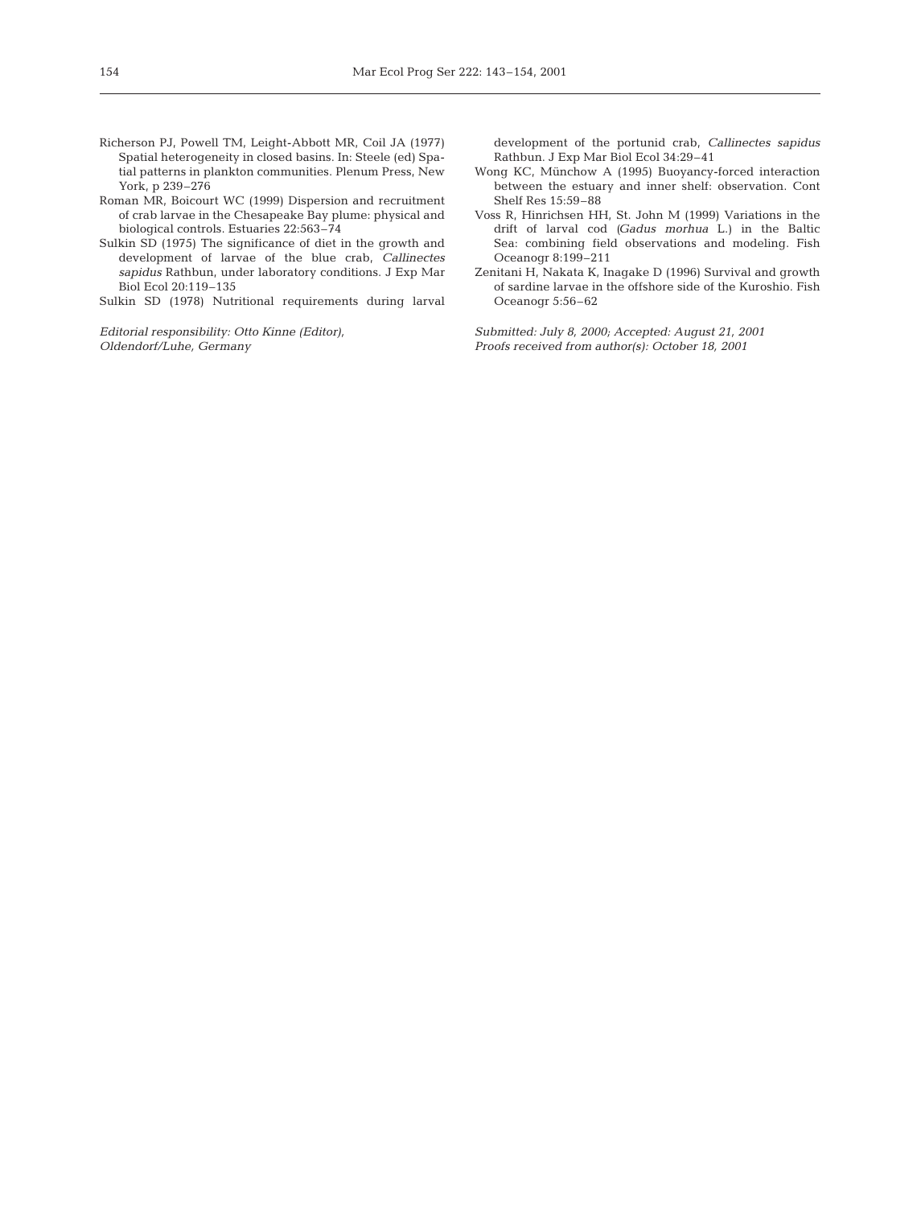Richerson PJ, Powell TM, Leight-Abbott MR, Coil JA (1977) Spatial heterogeneity in closed basins. In: Steele (ed) Spatial patterns in plankton communities. Plenum Press, New York, p 239–276

Roman MR, Boicourt WC (1999) Dispersion and recruitment of crab larvae in the Chesapeake Bay plume: physical and biological controls. Estuaries 22:563–74

Sulkin SD (1975) The significance of diet in the growth and development of larvae of the blue crab, *Callinectes sapidus* Rathbun, under laboratory conditions. J Exp Mar Biol Ecol 20:119–135

Sulkin SD (1978) Nutritional requirements during larval development of the portunid crab, *Callinectes sapidus* Rathbun. J Exp Mar Biol Ecol 34:29–41

Wong KC, Münchow A (1995) Buoyancy-forced interaction between the estuary and inner shelf: observation. Cont Shelf Res 15:59–88

Voss R, Hinrichsen HH, St. John M (1999) Variations in the drift of larval cod (*Gadus morhua* L.) in the Baltic Sea: combining field observations and modeling. Fish Oceanogr 8:199–211

Zenitani H, Nakata K, Inagake D (1996) Survival and growth of sardine larvae in the offshore side of the Kuroshio. Fish Oceanogr 5:56–62

*Editorial responsibility: Otto Kinne (Editor), Oldendorf/Luhe, Germany*

*Submitted: July 8, 2000; Accepted: August 21, 2001*
*Proofs received from author(s): October 18, 2001*